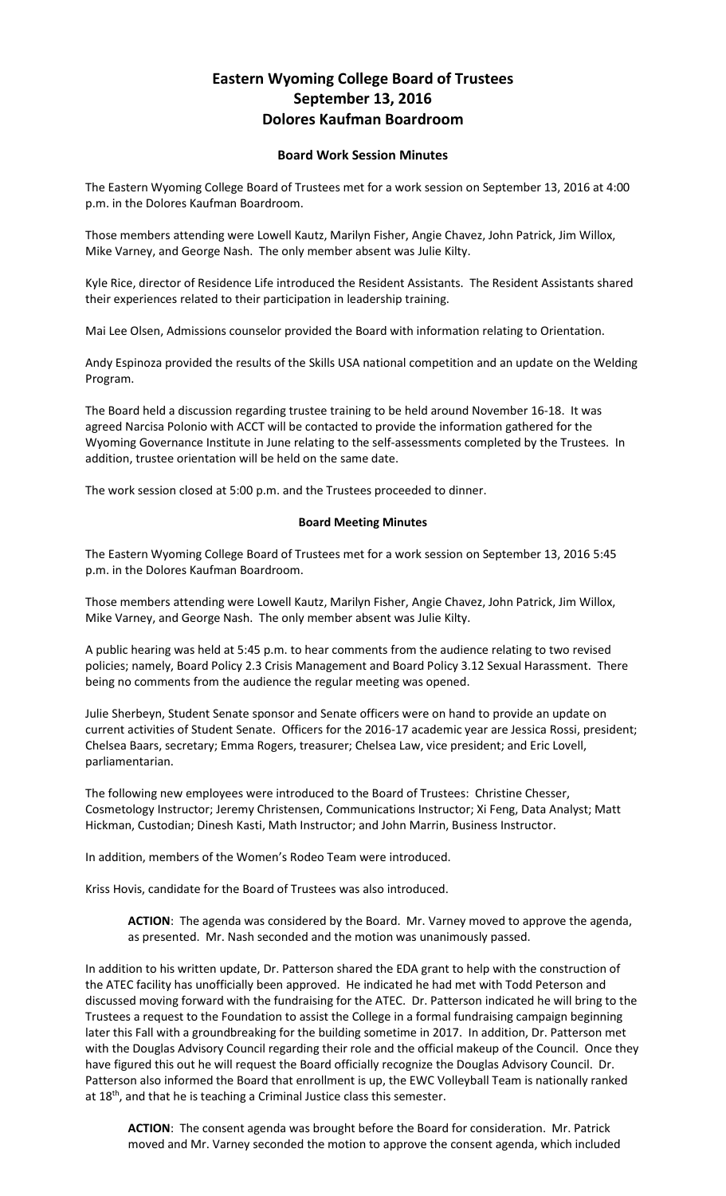# Eastern Wyoming College Board of Trustees
## September 13, 2016
## Dolores Kaufman Boardroom

### Board Work Session Minutes

The Eastern Wyoming College Board of Trustees met for a work session on September 13, 2016 at 4:00 p.m. in the Dolores Kaufman Boardroom.

Those members attending were Lowell Kautz, Marilyn Fisher, Angie Chavez, John Patrick, Jim Willox, Mike Varney, and George Nash. The only member absent was Julie Kilty.

Kyle Rice, director of Residence Life introduced the Resident Assistants. The Resident Assistants shared their experiences related to their participation in leadership training.

Mai Lee Olsen, Admissions counselor provided the Board with information relating to Orientation.

Andy Espinoza provided the results of the Skills USA national competition and an update on the Welding Program.

The Board held a discussion regarding trustee training to be held around November 16-18. It was agreed Narcisa Polonio with ACCT will be contacted to provide the information gathered for the Wyoming Governance Institute in June relating to the self-assessments completed by the Trustees. In addition, trustee orientation will be held on the same date.

The work session closed at 5:00 p.m. and the Trustees proceeded to dinner.

### Board Meeting Minutes

The Eastern Wyoming College Board of Trustees met for a work session on September 13, 2016 5:45 p.m. in the Dolores Kaufman Boardroom.

Those members attending were Lowell Kautz, Marilyn Fisher, Angie Chavez, John Patrick, Jim Willox, Mike Varney, and George Nash. The only member absent was Julie Kilty.

A public hearing was held at 5:45 p.m. to hear comments from the audience relating to two revised policies; namely, Board Policy 2.3 Crisis Management and Board Policy 3.12 Sexual Harassment. There being no comments from the audience the regular meeting was opened.

Julie Sherbeyn, Student Senate sponsor and Senate officers were on hand to provide an update on current activities of Student Senate. Officers for the 2016-17 academic year are Jessica Rossi, president; Chelsea Baars, secretary; Emma Rogers, treasurer; Chelsea Law, vice president; and Eric Lovell, parliamentarian.

The following new employees were introduced to the Board of Trustees: Christine Chesser, Cosmetology Instructor; Jeremy Christensen, Communications Instructor; Xi Feng, Data Analyst; Matt Hickman, Custodian; Dinesh Kasti, Math Instructor; and John Marrin, Business Instructor.

In addition, members of the Women's Rodeo Team were introduced.

Kriss Hovis, candidate for the Board of Trustees was also introduced.

> **ACTION**: The agenda was considered by the Board. Mr. Varney moved to approve the agenda, as presented. Mr. Nash seconded and the motion was unanimously passed.

In addition to his written update, Dr. Patterson shared the EDA grant to help with the construction of the ATEC facility has unofficially been approved. He indicated he had met with Todd Peterson and discussed moving forward with the fundraising for the ATEC. Dr. Patterson indicated he will bring to the Trustees a request to the Foundation to assist the College in a formal fundraising campaign beginning later this Fall with a groundbreaking for the building sometime in 2017. In addition, Dr. Patterson met with the Douglas Advisory Council regarding their role and the official makeup of the Council. Once they have figured this out he will request the Board officially recognize the Douglas Advisory Council. Dr. Patterson also informed the Board that enrollment is up, the EWC Volleyball Team is nationally ranked at 18th, and that he is teaching a Criminal Justice class this semester.

> **ACTION**: The consent agenda was brought before the Board for consideration. Mr. Patrick moved and Mr. Varney seconded the motion to approve the consent agenda, which included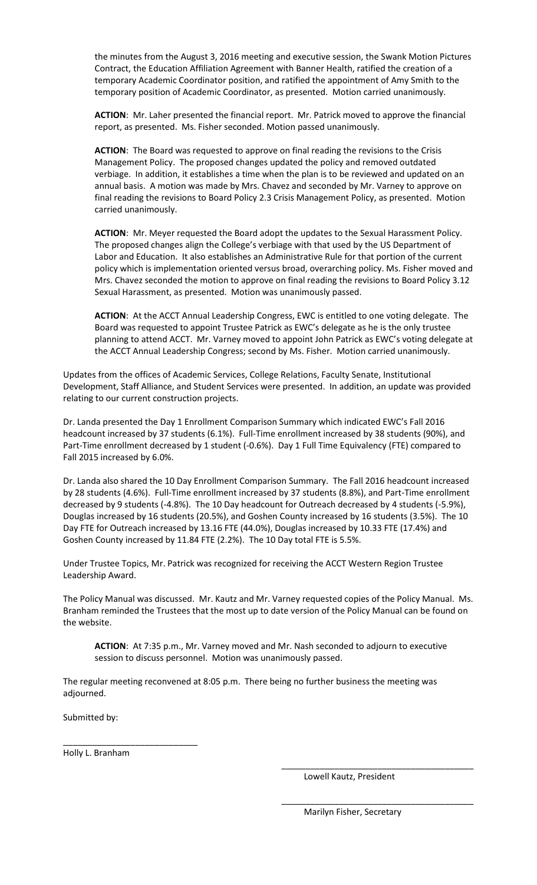the minutes from the August 3, 2016 meeting and executive session, the Swank Motion Pictures Contract, the Education Affiliation Agreement with Banner Health, ratified the creation of a temporary Academic Coordinator position, and ratified the appointment of Amy Smith to the temporary position of Academic Coordinator, as presented. Motion carried unanimously.

**ACTION**: Mr. Laher presented the financial report. Mr. Patrick moved to approve the financial report, as presented. Ms. Fisher seconded. Motion passed unanimously.

**ACTION**: The Board was requested to approve on final reading the revisions to the Crisis Management Policy. The proposed changes updated the policy and removed outdated verbiage. In addition, it establishes a time when the plan is to be reviewed and updated on an annual basis. A motion was made by Mrs. Chavez and seconded by Mr. Varney to approve on final reading the revisions to Board Policy 2.3 Crisis Management Policy, as presented. Motion carried unanimously.

**ACTION**: Mr. Meyer requested the Board adopt the updates to the Sexual Harassment Policy. The proposed changes align the College's verbiage with that used by the US Department of Labor and Education. It also establishes an Administrative Rule for that portion of the current policy which is implementation oriented versus broad, overarching policy. Ms. Fisher moved and Mrs. Chavez seconded the motion to approve on final reading the revisions to Board Policy 3.12 Sexual Harassment, as presented. Motion was unanimously passed.

**ACTION**: At the ACCT Annual Leadership Congress, EWC is entitled to one voting delegate. The Board was requested to appoint Trustee Patrick as EWC's delegate as he is the only trustee planning to attend ACCT. Mr. Varney moved to appoint John Patrick as EWC's voting delegate at the ACCT Annual Leadership Congress; second by Ms. Fisher. Motion carried unanimously.

Updates from the offices of Academic Services, College Relations, Faculty Senate, Institutional Development, Staff Alliance, and Student Services were presented. In addition, an update was provided relating to our current construction projects.

Dr. Landa presented the Day 1 Enrollment Comparison Summary which indicated EWC's Fall 2016 headcount increased by 37 students (6.1%). Full-Time enrollment increased by 38 students (90%), and Part-Time enrollment decreased by 1 student (-0.6%). Day 1 Full Time Equivalency (FTE) compared to Fall 2015 increased by 6.0%.

Dr. Landa also shared the 10 Day Enrollment Comparison Summary. The Fall 2016 headcount increased by 28 students (4.6%). Full-Time enrollment increased by 37 students (8.8%), and Part-Time enrollment decreased by 9 students (-4.8%). The 10 Day headcount for Outreach decreased by 4 students (-5.9%), Douglas increased by 16 students (20.5%), and Goshen County increased by 16 students (3.5%). The 10 Day FTE for Outreach increased by 13.16 FTE (44.0%), Douglas increased by 10.33 FTE (17.4%) and Goshen County increased by 11.84 FTE (2.2%). The 10 Day total FTE is 5.5%.

Under Trustee Topics, Mr. Patrick was recognized for receiving the ACCT Western Region Trustee Leadership Award.

The Policy Manual was discussed. Mr. Kautz and Mr. Varney requested copies of the Policy Manual. Ms. Branham reminded the Trustees that the most up to date version of the Policy Manual can be found on the website.

**ACTION**: At 7:35 p.m., Mr. Varney moved and Mr. Nash seconded to adjourn to executive session to discuss personnel. Motion was unanimously passed.

The regular meeting reconvened at 8:05 p.m. There being no further business the meeting was adjourned.

Submitted by:

\_\_\_\_\_\_\_\_\_\_\_\_\_\_\_\_\_\_\_\_\_\_\_\_\_\_\_\_

Holly L. Branham

\_\_\_\_\_\_\_\_\_\_\_\_\_\_\_\_\_\_\_\_\_\_\_\_\_\_\_\_\_\_\_\_\_\_\_\_\_\_\_\_

Lowell Kautz, President

\_\_\_\_\_\_\_\_\_\_\_\_\_\_\_\_\_\_\_\_\_\_\_\_\_\_\_\_\_\_\_\_\_\_\_\_\_\_\_\_

Marilyn Fisher, Secretary